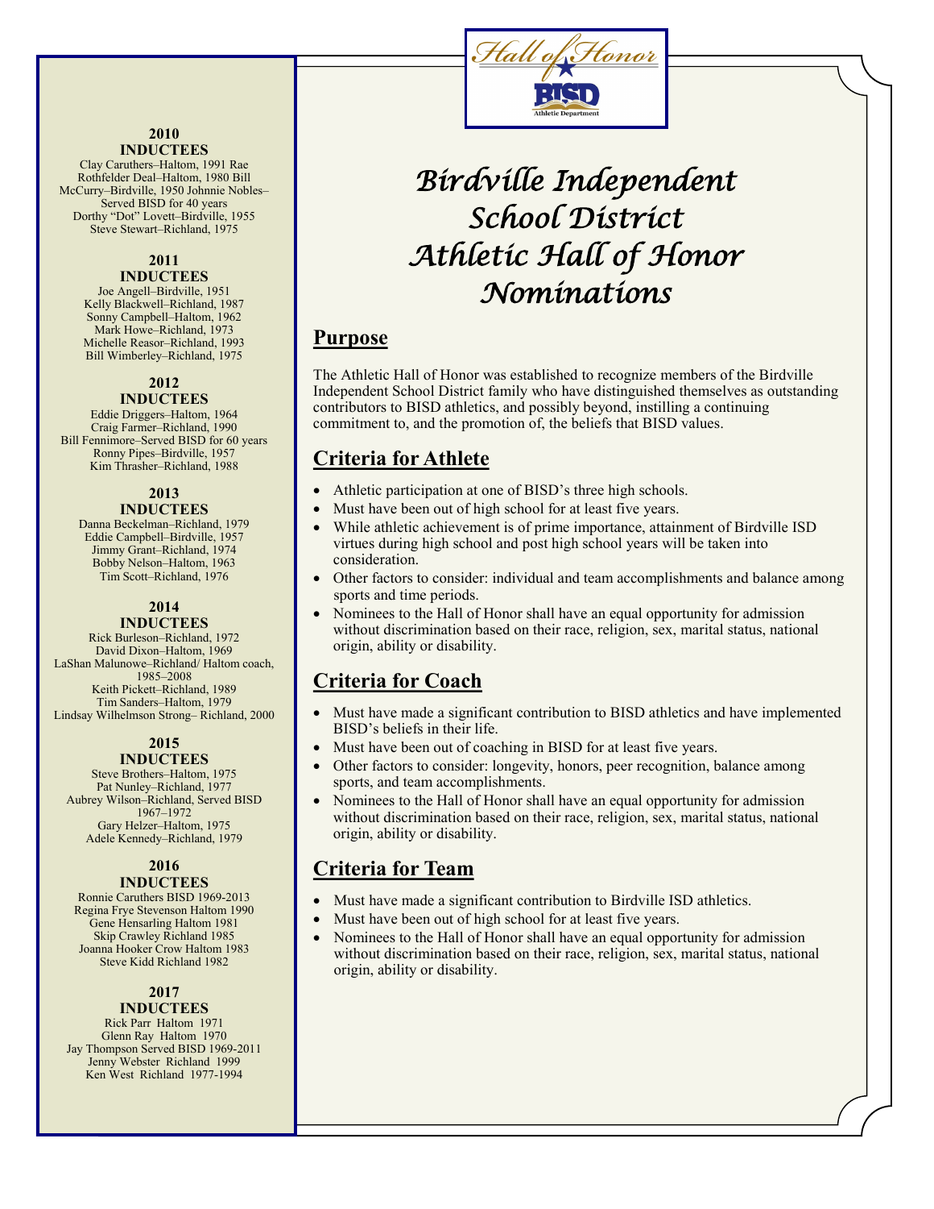Hall of Honor

BISD

Athletic Department

# Birdville Independent School District Athletic Hall of Honor Nominations

## Purpose

The Athletic Hall of Honor was established to recognize members of the Birdville Independent School District family who have distinguished themselves as outstanding contributors to BISD athletics, and possibly beyond, instilling a continuing commitment to, and the promotion of, the beliefs that BISD values.

## Criteria for Athlete

- Athletic participation at one of BISD's three high schools.
- Must have been out of high school for at least five years.
- While athletic achievement is of prime importance, attainment of Birdville ISD virtues during high school and post high school years will be taken into consideration.
- Other factors to consider: individual and team accomplishments and balance among sports and time periods.
- Nominees to the Hall of Honor shall have an equal opportunity for admission without discrimination based on their race, religion, sex, marital status, national origin, ability or disability.

## Criteria for Coach

- Must have made a significant contribution to BISD athletics and have implemented BISD's beliefs in their life.
- Must have been out of coaching in BISD for at least five years.
- Other factors to consider: longevity, honors, peer recognition, balance among sports, and team accomplishments.
- Nominees to the Hall of Honor shall have an equal opportunity for admission without discrimination based on their race, religion, sex, marital status, national origin, ability or disability.

## Criteria for Team

- Must have made a significant contribution to Birdville ISD athletics.
- Must have been out of high school for at least five years.
- Nominees to the Hall of Honor shall have an equal opportunity for admission without discrimination based on their race, religion, sex, marital status, national origin, ability or disability.

### 2010 INDUCTEES

Clay Caruthers–Haltom, 1991 Rae Rothfelder Deal–Haltom, 1980 Bill McCurry–Birdville, 1950 Johnnie Nobles–Served BISD for 40 years
Dorthy "Dot" Lovett–Birdville, 1955
Steve Stewart–Richland, 1975

### 2011 INDUCTEES

Joe Angell–Birdville, 1951
Kelly Blackwell–Richland, 1987
Sonny Campbell–Haltom, 1962
Mark Howe–Richland, 1973
Michelle Reasor–Richland, 1993
Bill Wimberley–Richland, 1975

### 2012 INDUCTEES

Eddie Driggers–Haltom, 1964
Craig Farmer–Richland, 1990
Bill Fennimore–Served BISD for 60 years
Ronny Pipes–Birdville, 1957
Kim Thrasher–Richland, 1988

### 2013 INDUCTEES

Danna Beckelman–Richland, 1979
Eddie Campbell–Birdville, 1957
Jimmy Grant–Richland, 1974
Bobby Nelson–Haltom, 1963
Tim Scott–Richland, 1976

### 2014 INDUCTEES

Rick Burleson–Richland, 1972
David Dixon–Haltom, 1969
LaShan Malunowe–Richland/ Haltom coach, 1985–2008
Keith Pickett–Richland, 1989
Tim Sanders–Haltom, 1979
Lindsay Wilhelmson Strong– Richland, 2000

### 2015 INDUCTEES

Steve Brothers–Haltom, 1975
Pat Nunley–Richland, 1977
Aubrey Wilson–Richland, Served BISD 1967–1972
Gary Helzer–Haltom, 1975
Adele Kennedy–Richland, 1979

### 2016 INDUCTEES

Ronnie Caruthers BISD 1969-2013
Regina Frye Stevenson Haltom 1990
Gene Hensarling Haltom 1981
Skip Crawley Richland 1985
Joanna Hooker Crow Haltom 1983
Steve Kidd Richland 1982

### 2017 INDUCTEES

Rick Parr Haltom 1971
Glenn Ray Haltom 1970
Jay Thompson Served BISD 1969-2011
Jenny Webster Richland 1999
Ken West Richland 1977-1994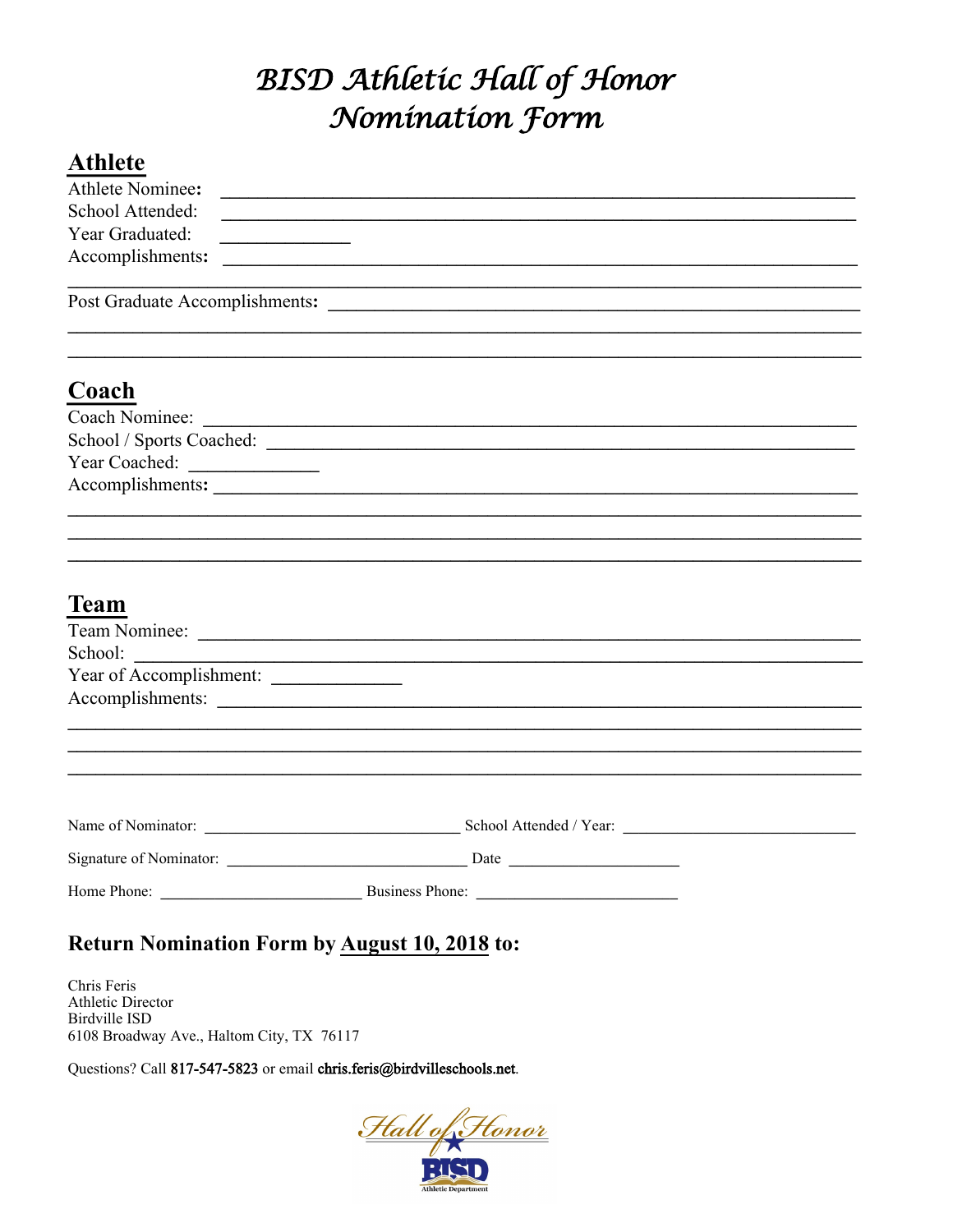# *BISD Athletic Hall of Honor Nomination Form*

## Athlete

Athlete Nominee**:** ______________________________________________

School Attended: ______________________________________________

Year Graduated: __________

Accomplishments**:** ______________________________________________

______________________________________________________________

Post Graduate Accomplishments**:** ________________________________________

______________________________________________________________

______________________________________________________________

## Coach

Coach Nominee: ______________________________________________

School / Sports Coached: ________________________________________

Year Coached: __________

Accomplishments**:** ______________________________________________

______________________________________________________________

______________________________________________________________

______________________________________________________________

## Team

Team Nominee: ______________________________________________

School: ______________________________________________________

Year of Accomplishment: __________

Accomplishments: ______________________________________________

______________________________________________________________

______________________________________________________________

______________________________________________________________

Name of Nominator: ______________________ School Attended / Year: ____________________

Signature of Nominator: ______________________ Date ______________

Home Phone: __________________ Business Phone: __________________

### Return Nomination Form by August 10, 2018 to:

Chris Feris
Athletic Director
Birdville ISD
6108 Broadway Ave., Haltom City, TX 76117

Questions? Call **817-547-5823** or email **chris.feris@birdvilleschools.net**.

Hall of Honor
BISD
Athletic Department